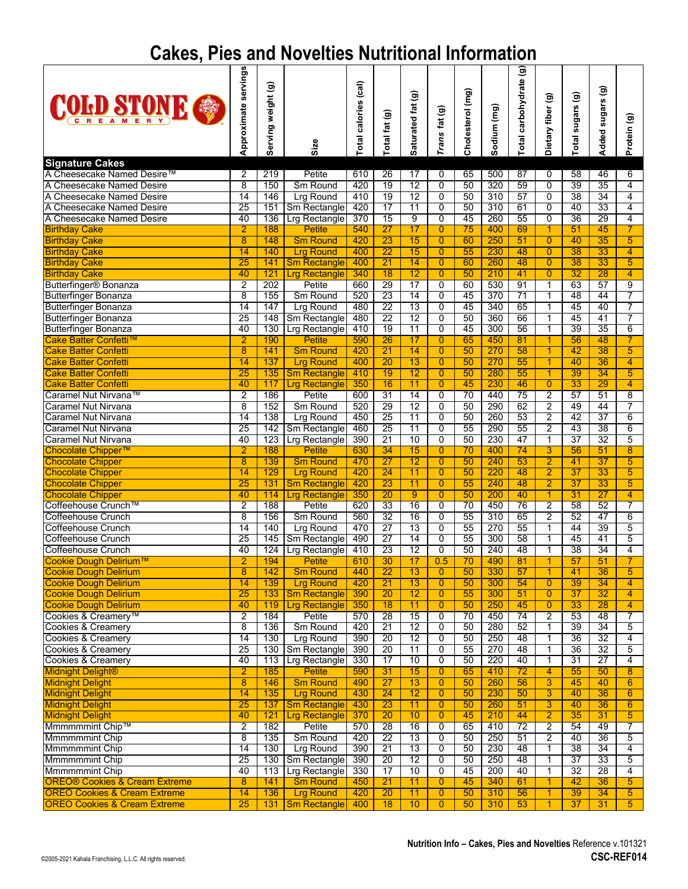# Cakes, Pies and Novelties Nutritional Information

| COLD STONE CREAMERY | Approximate servings | Serving weight (g) | Size | Total calories (cal) | Total fat (g) | Saturated fat (g) | *Trans* fat (g) | Cholesterol (mg) | Sodium (mg) | Total carbohydrate (g) | Dietary fiber (g) | Total sugars (g) | Added sugars (g) | Protein (g) |
|---|---|---|---|---|---|---|---|---|---|---|---|---|---|---|
| **Signature Cakes** | | | | | | | | | | | | | | |
| A Cheesecake Named Desire™ | 2 | 219 | Petite | 610 | 26 | 17 | 0 | 65 | 500 | 87 | 0 | 58 | 46 | 6 |
| A Cheesecake Named Desire | 8 | 150 | Sm Round | 420 | 19 | 12 | 0 | 50 | 320 | 59 | 0 | 39 | 35 | 4 |
| A Cheesecake Named Desire | 14 | 146 | Lrg Round | 410 | 19 | 12 | 0 | 50 | 310 | 57 | 0 | 38 | 34 | 4 |
| A Cheesecake Named Desire | 25 | 151 | Sm Rectangle | 420 | 17 | 11 | 0 | 50 | 310 | 61 | 0 | 40 | 33 | 4 |
| A Cheesecake Named Desire | 40 | 136 | Lrg Rectangle | 370 | 15 | 9 | 0 | 45 | 260 | 55 | 0 | 36 | 29 | 4 |
| Birthday Cake | 2 | 188 | Petite | 540 | 27 | 17 | 0 | 75 | 400 | 69 | 1 | 51 | 45 | 7 |
| Birthday Cake | 8 | 148 | Sm Round | 420 | 23 | 15 | 0 | 60 | 250 | 51 | 0 | 40 | 35 | 5 |
| Birthday Cake | 14 | 140 | Lrg Round | 400 | 22 | 15 | 0 | 55 | 230 | 48 | 0 | 38 | 33 | 4 |
| Birthday Cake | 25 | 141 | Sm Rectangle | 400 | 21 | 14 | 0 | 60 | 260 | 48 | 0 | 38 | 33 | 5 |
| Birthday Cake | 40 | 121 | Lrg Rectangle | 340 | 18 | 12 | 0 | 50 | 210 | 41 | 0 | 32 | 28 | 4 |
| Butterfinger® Bonanza | 2 | 202 | Petite | 660 | 29 | 17 | 0 | 60 | 530 | 91 | 1 | 63 | 57 | 9 |
| Butterfinger Bonanza | 8 | 155 | Sm Round | 520 | 23 | 14 | 0 | 45 | 370 | 71 | 1 | 48 | 44 | 7 |
| Butterfinger Bonanza | 14 | 147 | Lrg Round | 480 | 22 | 13 | 0 | 45 | 340 | 65 | 1 | 45 | 40 | 7 |
| Butterfinger Bonanza | 25 | 148 | Sm Rectangle | 480 | 22 | 12 | 0 | 50 | 360 | 66 | 1 | 45 | 41 | 7 |
| Butterfinger Bonanza | 40 | 130 | Lrg Rectangle | 410 | 19 | 11 | 0 | 45 | 300 | 56 | 1 | 39 | 35 | 6 |
| Cake Batter Confetti™ | 2 | 190 | Petite | 590 | 26 | 17 | 0 | 65 | 450 | 81 | 1 | 56 | 48 | 7 |
| Cake Batter Confetti | 8 | 141 | Sm Round | 420 | 21 | 14 | 0 | 50 | 270 | 58 | 1 | 42 | 38 | 5 |
| Cake Batter Confetti | 14 | 137 | Lrg Round | 400 | 20 | 13 | 0 | 50 | 270 | 55 | 1 | 40 | 36 | 4 |
| Cake Batter Confetti | 25 | 135 | Sm Rectangle | 410 | 19 | 12 | 0 | 50 | 280 | 55 | 1 | 39 | 34 | 5 |
| Cake Batter Confetti | 40 | 117 | Lrg Rectangle | 350 | 16 | 11 | 0 | 45 | 230 | 46 | 0 | 33 | 29 | 4 |
| Caramel Nut Nirvana™ | 2 | 186 | Petite | 600 | 31 | 14 | 0 | 70 | 440 | 75 | 2 | 57 | 51 | 8 |
| Caramel Nut Nirvana | 8 | 152 | Sm Round | 520 | 29 | 12 | 0 | 50 | 290 | 62 | 2 | 49 | 44 | 7 |
| Caramel Nut Nirvana | 14 | 138 | Lrg Round | 450 | 25 | 11 | 0 | 50 | 260 | 53 | 2 | 42 | 37 | 6 |
| Caramel Nut Nirvana | 25 | 142 | Sm Rectangle | 460 | 25 | 11 | 0 | 55 | 290 | 55 | 2 | 43 | 38 | 6 |
| Caramel Nut Nirvana | 40 | 123 | Lrg Rectangle | 390 | 21 | 10 | 0 | 50 | 230 | 47 | 1 | 37 | 32 | 5 |
| Chocolate Chipper™ | 2 | 188 | Petite | 630 | 34 | 15 | 0 | 70 | 400 | 74 | 3 | 56 | 51 | 8 |
| Chocolate Chipper | 8 | 139 | Sm Round | 470 | 27 | 12 | 0 | 50 | 240 | 53 | 2 | 41 | 37 | 5 |
| Chocolate Chipper | 14 | 129 | Lrg Round | 420 | 24 | 11 | 0 | 50 | 220 | 48 | 2 | 37 | 33 | 5 |
| Chocolate Chipper | 25 | 131 | Sm Rectangle | 420 | 23 | 11 | 0 | 55 | 240 | 48 | 2 | 37 | 33 | 5 |
| Chocolate Chipper | 40 | 114 | Lrg Rectangle | 350 | 20 | 9 | 0 | 50 | 200 | 40 | 1 | 31 | 27 | 4 |
| Coffeehouse Crunch™ | 2 | 188 | Petite | 620 | 33 | 16 | 0 | 70 | 450 | 76 | 2 | 58 | 52 | 7 |
| Coffeehouse Crunch | 8 | 156 | Sm Round | 560 | 32 | 16 | 0 | 55 | 310 | 65 | 2 | 52 | 47 | 6 |
| Coffeehouse Crunch | 14 | 140 | Lrg Round | 470 | 27 | 13 | 0 | 55 | 270 | 55 | 1 | 44 | 39 | 5 |
| Coffeehouse Crunch | 25 | 145 | Sm Rectangle | 490 | 27 | 14 | 0 | 55 | 300 | 58 | 1 | 45 | 41 | 5 |
| Coffeehouse Crunch | 40 | 124 | Lrg Rectangle | 410 | 23 | 12 | 0 | 50 | 240 | 48 | 1 | 38 | 34 | 4 |
| Cookie Dough Delirium™ | 2 | 194 | Petite | 610 | 30 | 17 | 0.5 | 70 | 490 | 81 | 1 | 57 | 51 | 7 |
| Cookie Dough Delirium | 8 | 142 | Sm Round | 440 | 22 | 13 | 0 | 50 | 330 | 57 | 1 | 41 | 36 | 5 |
| Cookie Dough Delirium | 14 | 139 | Lrg Round | 420 | 21 | 13 | 0 | 50 | 300 | 54 | 0 | 39 | 34 | 4 |
| Cookie Dough Delirium | 25 | 133 | Sm Rectangle | 390 | 20 | 12 | 0 | 55 | 300 | 51 | 0 | 37 | 32 | 4 |
| Cookie Dough Delirium | 40 | 119 | Lrg Rectangle | 350 | 18 | 11 | 0 | 50 | 250 | 45 | 0 | 33 | 28 | 4 |
| Cookies & Creamery™ | 2 | 184 | Petite | 570 | 28 | 15 | 0 | 70 | 450 | 74 | 2 | 53 | 48 | 7 |
| Cookies & Creamery | 8 | 136 | Sm Round | 420 | 21 | 12 | 0 | 50 | 280 | 52 | 1 | 39 | 34 | 5 |
| Cookies & Creamery | 14 | 130 | Lrg Round | 390 | 20 | 12 | 0 | 50 | 250 | 48 | 1 | 36 | 32 | 4 |
| Cookies & Creamery | 25 | 130 | Sm Rectangle | 390 | 20 | 11 | 0 | 55 | 270 | 48 | 1 | 36 | 32 | 5 |
| Cookies & Creamery | 40 | 113 | Lrg Rectangle | 330 | 17 | 10 | 0 | 50 | 220 | 40 | 1 | 31 | 27 | 4 |
| Midnight Delight® | 2 | 185 | Petite | 590 | 31 | 15 | 0 | 65 | 410 | 72 | 4 | 55 | 50 | 8 |
| Midnight Delight | 8 | 146 | Sm Round | 490 | 27 | 13 | 0 | 50 | 260 | 56 | 3 | 45 | 40 | 6 |
| Midnight Delight | 14 | 135 | Lrg Round | 430 | 24 | 12 | 0 | 50 | 230 | 50 | 3 | 40 | 36 | 6 |
| Midnight Delight | 25 | 137 | Sm Rectangle | 430 | 23 | 11 | 0 | 50 | 260 | 51 | 3 | 40 | 36 | 6 |
| Midnight Delight | 40 | 121 | Lrg Rectangle | 370 | 20 | 10 | 0 | 45 | 210 | 44 | 2 | 35 | 31 | 5 |
| Mmmmmmint Chip™ | 2 | 182 | Petite | 570 | 28 | 16 | 0 | 65 | 410 | 72 | 2 | 54 | 49 | 7 |
| Mmmmmmint Chip | 8 | 135 | Sm Round | 420 | 22 | 13 | 0 | 50 | 250 | 51 | 2 | 40 | 36 | 5 |
| Mmmmmmint Chip | 14 | 130 | Lrg Round | 390 | 21 | 13 | 0 | 50 | 230 | 48 | 1 | 38 | 34 | 4 |
| Mmmmmmint Chip | 25 | 130 | Sm Rectangle | 390 | 20 | 12 | 0 | 50 | 250 | 48 | 1 | 37 | 33 | 5 |
| Mmmmmmint Chip | 40 | 113 | Lrg Rectangle | 330 | 17 | 10 | 0 | 45 | 200 | 40 | 1 | 32 | 28 | 4 |
| OREO® Cookies & Cream Extreme | 8 | 141 | Sm Round | 450 | 21 | 11 | 0 | 45 | 340 | 61 | 1 | 42 | 36 | 5 |
| OREO Cookies & Cream Extreme | 14 | 136 | Lrg Round | 420 | 20 | 11 | 0 | 50 | 310 | 56 | 1 | 39 | 34 | 5 |
| OREO Cookies & Cream Extreme | 25 | 131 | Sm Rectangle | 400 | 18 | 10 | 0 | 50 | 310 | 53 | 1 | 37 | 31 | 5 |

©2005-2021 Kahala Franchising, L.L.C. All rights reserved.

**Nutrition Info – Cakes, Pies and Novelties** Reference v.101321
**CSC-REF014**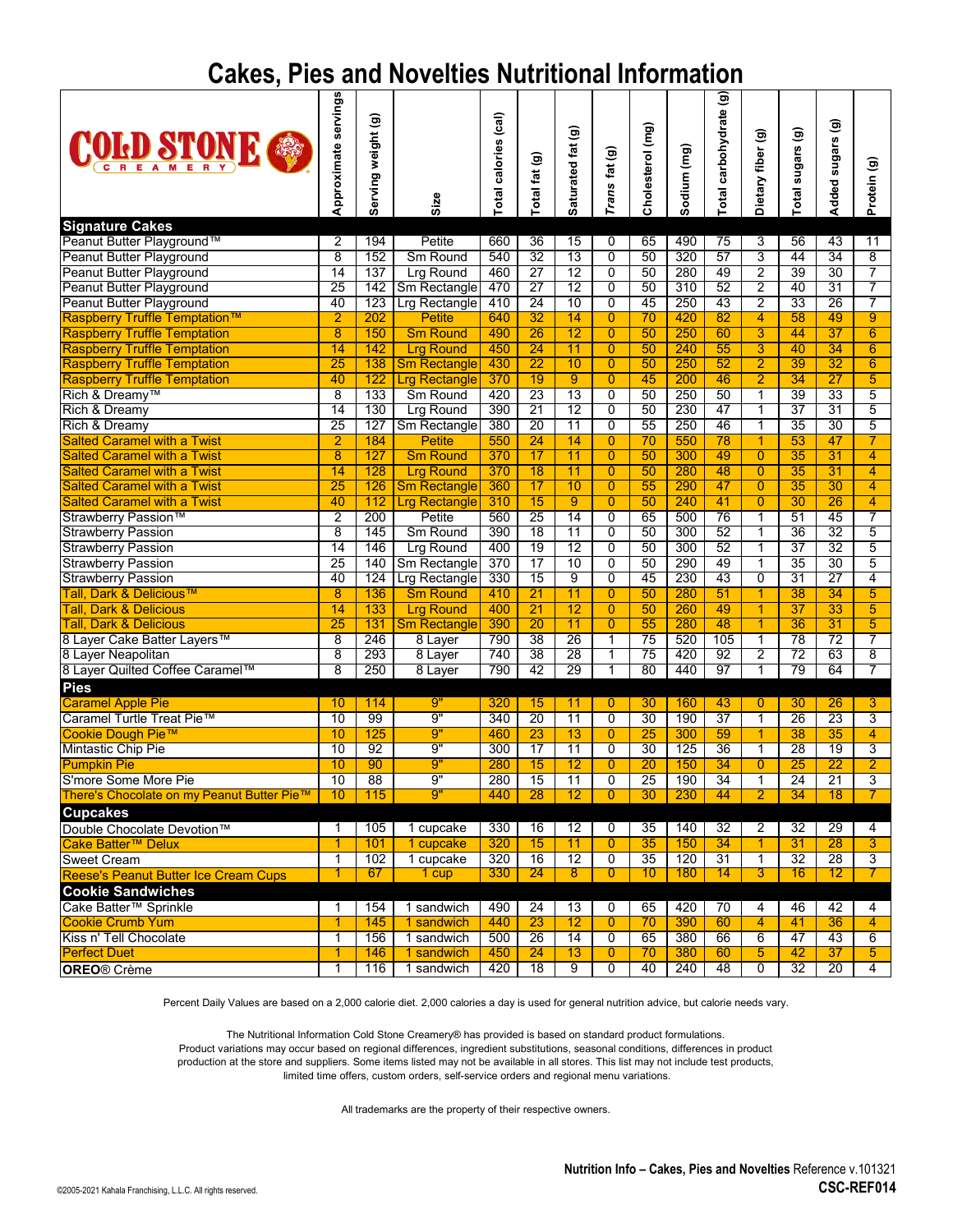# Cakes, Pies and Novelties Nutritional Information

| COLD STONE CREAMERY | Approximate servings | Serving weight (g) | Size | Total calories (cal) | Total fat (g) | Saturated fat (g) | *Trans* fat (g) | Cholesterol (mg) | Sodium (mg) | Total carbohydrate (g) | Dietary fiber (g) | Total sugars (g) | Added sugars (g) | Protein (g) |
|---|---|---|---|---|---|---|---|---|---|---|---|---|---|---|
| **Signature Cakes** | | | | | | | | | | | | | | |
| Peanut Butter Playground™ | 2 | 194 | Petite | 660 | 36 | 15 | 0 | 65 | 490 | 75 | 3 | 56 | 43 | 11 |
| Peanut Butter Playground | 8 | 152 | Sm Round | 540 | 32 | 13 | 0 | 50 | 320 | 57 | 3 | 44 | 34 | 8 |
| Peanut Butter Playground | 14 | 137 | Lrg Round | 460 | 27 | 12 | 0 | 50 | 280 | 49 | 2 | 39 | 30 | 7 |
| Peanut Butter Playground | 25 | 142 | Sm Rectangle | 470 | 27 | 12 | 0 | 50 | 310 | 52 | 2 | 40 | 31 | 7 |
| Peanut Butter Playground | 40 | 123 | Lrg Rectangle | 410 | 24 | 10 | 0 | 45 | 250 | 43 | 2 | 33 | 26 | 7 |
| Raspberry Truffle Temptation™ | 2 | 202 | Petite | 640 | 32 | 14 | 0 | 70 | 420 | 82 | 4 | 58 | 49 | 9 |
| Raspberry Truffle Temptation | 8 | 150 | Sm Round | 490 | 26 | 12 | 0 | 50 | 250 | 60 | 3 | 44 | 37 | 6 |
| Raspberry Truffle Temptation | 14 | 142 | Lrg Round | 450 | 24 | 11 | 0 | 50 | 240 | 55 | 3 | 40 | 34 | 6 |
| Raspberry Truffle Temptation | 25 | 138 | Sm Rectangle | 430 | 22 | 10 | 0 | 50 | 250 | 52 | 2 | 39 | 32 | 6 |
| Raspberry Truffle Temptation | 40 | 122 | Lrg Rectangle | 370 | 19 | 9 | 0 | 45 | 200 | 46 | 2 | 34 | 27 | 5 |
| Rich & Dreamy™ | 8 | 133 | Sm Round | 420 | 23 | 13 | 0 | 50 | 250 | 50 | 1 | 39 | 33 | 5 |
| Rich & Dreamy | 14 | 130 | Lrg Round | 390 | 21 | 12 | 0 | 50 | 230 | 47 | 1 | 37 | 31 | 5 |
| Rich & Dreamy | 25 | 127 | Sm Rectangle | 380 | 20 | 11 | 0 | 55 | 250 | 46 | 1 | 35 | 30 | 5 |
| Salted Caramel with a Twist | 2 | 184 | Petite | 550 | 24 | 14 | 0 | 70 | 550 | 78 | 1 | 53 | 47 | 7 |
| Salted Caramel with a Twist | 8 | 127 | Sm Round | 370 | 17 | 11 | 0 | 50 | 300 | 49 | 0 | 35 | 31 | 4 |
| Salted Caramel with a Twist | 14 | 128 | Lrg Round | 370 | 18 | 11 | 0 | 50 | 280 | 48 | 0 | 35 | 31 | 4 |
| Salted Caramel with a Twist | 25 | 126 | Sm Rectangle | 360 | 17 | 10 | 0 | 55 | 290 | 47 | 0 | 35 | 30 | 4 |
| Salted Caramel with a Twist | 40 | 112 | Lrg Rectangle | 310 | 15 | 9 | 0 | 50 | 240 | 41 | 0 | 30 | 26 | 4 |
| Strawberry Passion™ | 2 | 200 | Petite | 560 | 25 | 14 | 0 | 65 | 500 | 76 | 1 | 51 | 45 | 7 |
| Strawberry Passion | 8 | 145 | Sm Round | 390 | 18 | 11 | 0 | 50 | 300 | 52 | 1 | 36 | 32 | 5 |
| Strawberry Passion | 14 | 146 | Lrg Round | 400 | 19 | 12 | 0 | 50 | 300 | 52 | 1 | 37 | 32 | 5 |
| Strawberry Passion | 25 | 140 | Sm Rectangle | 370 | 17 | 10 | 0 | 50 | 290 | 49 | 1 | 35 | 30 | 5 |
| Strawberry Passion | 40 | 124 | Lrg Rectangle | 330 | 15 | 9 | 0 | 45 | 230 | 43 | 0 | 31 | 27 | 4 |
| Tall, Dark & Delicious™ | 8 | 136 | Sm Round | 410 | 21 | 11 | 0 | 50 | 280 | 51 | 1 | 38 | 34 | 5 |
| Tall, Dark & Delicious | 14 | 133 | Lrg Round | 400 | 21 | 12 | 0 | 50 | 260 | 49 | 1 | 37 | 33 | 5 |
| Tall, Dark & Delicious | 25 | 131 | Sm Rectangle | 390 | 20 | 11 | 0 | 55 | 280 | 48 | 1 | 36 | 31 | 5 |
| 8 Layer Cake Batter Layers™ | 8 | 246 | 8 Layer | 790 | 38 | 26 | 1 | 75 | 520 | 105 | 1 | 78 | 72 | 7 |
| 8 Layer Neapolitan | 8 | 293 | 8 Layer | 740 | 38 | 28 | 1 | 75 | 420 | 92 | 2 | 72 | 63 | 8 |
| 8 Layer Quilted Coffee Caramel™ | 8 | 250 | 8 Layer | 790 | 42 | 29 | 1 | 80 | 440 | 97 | 1 | 79 | 64 | 7 |
| **Pies** | | | | | | | | | | | | | | |
| Caramel Apple Pie | 10 | 114 | 9" | 320 | 15 | 11 | 0 | 30 | 160 | 43 | 0 | 30 | 26 | 3 |
| Caramel Turtle Treat Pie™ | 10 | 99 | 9" | 340 | 20 | 11 | 0 | 30 | 190 | 37 | 1 | 26 | 23 | 3 |
| Cookie Dough Pie™ | 10 | 125 | 9" | 460 | 23 | 13 | 0 | 25 | 300 | 59 | 1 | 38 | 35 | 4 |
| Mintastic Chip Pie | 10 | 92 | 9" | 300 | 17 | 11 | 0 | 30 | 125 | 36 | 1 | 28 | 19 | 3 |
| Pumpkin Pie | 10 | 90 | 9" | 280 | 15 | 12 | 0 | 20 | 150 | 34 | 0 | 25 | 22 | 2 |
| S'more Some More Pie | 10 | 88 | 9" | 280 | 15 | 11 | 0 | 25 | 190 | 34 | 1 | 24 | 21 | 3 |
| There's Chocolate on my Peanut Butter Pie™ | 10 | 115 | 9" | 440 | 28 | 12 | 0 | 30 | 230 | 44 | 2 | 34 | 18 | 7 |
| **Cupcakes** | | | | | | | | | | | | | | |
| Double Chocolate Devotion™ | 1 | 105 | 1 cupcake | 330 | 16 | 12 | 0 | 35 | 140 | 32 | 2 | 32 | 29 | 4 |
| Cake Batter™ Delux | 1 | 101 | 1 cupcake | 320 | 15 | 11 | 0 | 35 | 150 | 34 | 1 | 31 | 28 | 3 |
| Sweet Cream | 1 | 102 | 1 cupcake | 320 | 16 | 12 | 0 | 35 | 120 | 31 | 1 | 32 | 28 | 3 |
| Reese's Peanut Butter Ice Cream Cups | 1 | 67 | 1 cup | 330 | 24 | 8 | 0 | 10 | 180 | 14 | 3 | 16 | 12 | 7 |
| **Cookie Sandwiches** | | | | | | | | | | | | | | |
| Cake Batter™ Sprinkle | 1 | 154 | 1 sandwich | 490 | 24 | 13 | 0 | 65 | 420 | 70 | 4 | 46 | 42 | 4 |
| Cookie Crumb Yum | 1 | 145 | 1 sandwich | 440 | 23 | 12 | 0 | 70 | 390 | 60 | 4 | 41 | 36 | 4 |
| Kiss n' Tell Chocolate | 1 | 156 | 1 sandwich | 500 | 26 | 14 | 0 | 65 | 380 | 66 | 6 | 47 | 43 | 6 |
| Perfect Duet | 1 | 146 | 1 sandwich | 450 | 24 | 13 | 0 | 70 | 380 | 60 | 5 | 42 | 37 | 5 |
| **OREO**® Crème | 1 | 116 | 1 sandwich | 420 | 18 | 9 | 0 | 40 | 240 | 48 | 0 | 32 | 20 | 4 |

Percent Daily Values are based on a 2,000 calorie diet. 2,000 calories a day is used for general nutrition advice, but calorie needs vary.

The Nutritional Information Cold Stone Creamery® has provided is based on standard product formulations. Product variations may occur based on regional differences, ingredient substitutions, seasonal conditions, differences in product production at the store and suppliers. Some items listed may not be available in all stores. This list may not include test products, limited time offers, custom orders, self-service orders and regional menu variations.

All trademarks are the property of their respective owners.

**Nutrition Info – Cakes, Pies and Novelties** Reference v.101321

**CSC-REF014**

©2005-2021 Kahala Franchising, L.L.C. All rights reserved.